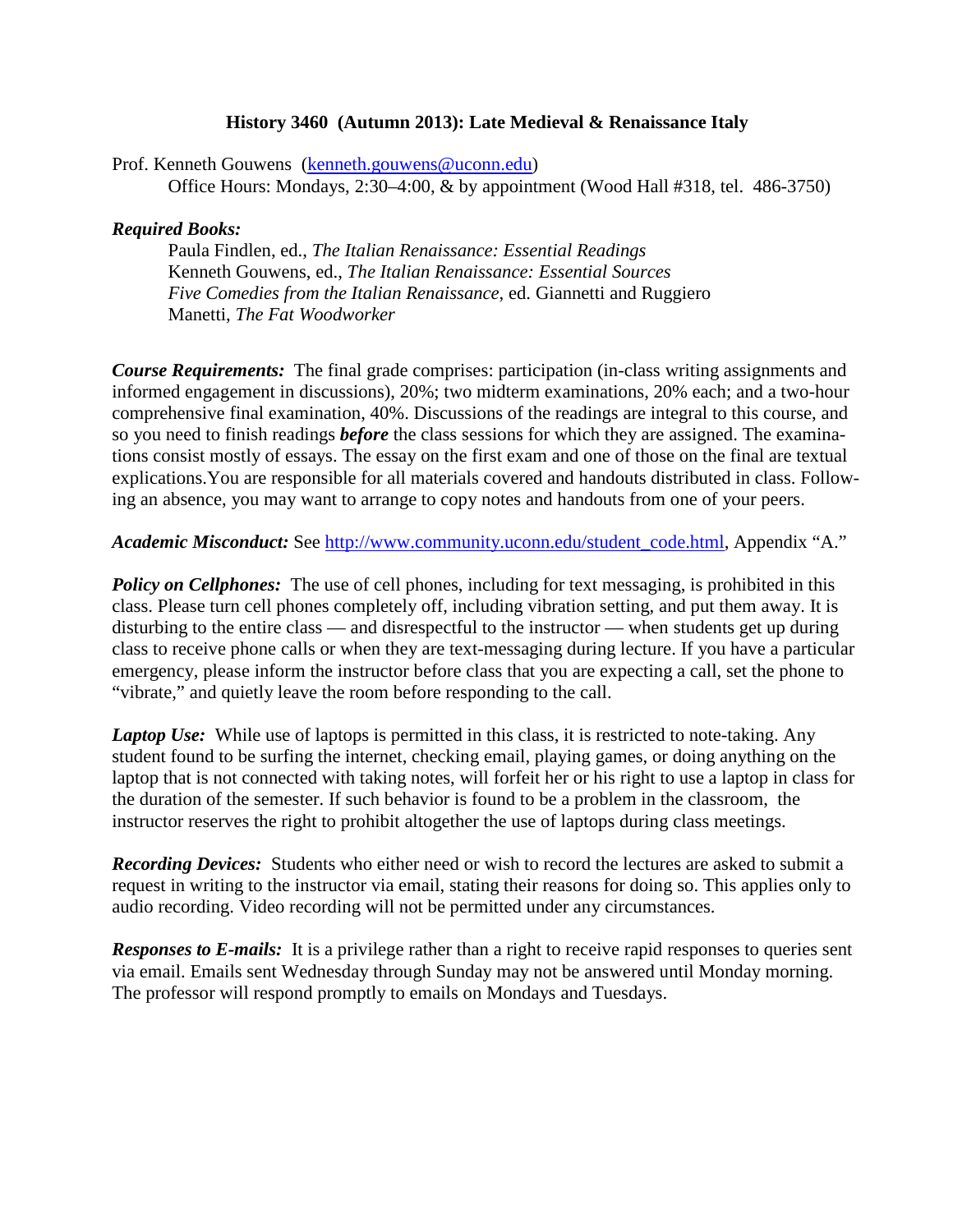# History 3460 (Autumn 2013): Late Medieval & Renaissance Italy

Prof. Kenneth Gouwens (kenneth.gouwens@uconn.edu)
Office Hours: Mondays, 2:30–4:00, & by appointment (Wood Hall #318, tel. 486-3750)

***Required Books:***

Paula Findlen, ed., *The Italian Renaissance: Essential Readings*
Kenneth Gouwens, ed., *The Italian Renaissance: Essential Sources*
*Five Comedies from the Italian Renaissance*, ed. Giannetti and Ruggiero
Manetti, *The Fat Woodworker*

***Course Requirements:*** The final grade comprises: participation (in-class writing assignments and informed engagement in discussions), 20%; two midterm examinations, 20% each; and a two-hour comprehensive final examination, 40%. Discussions of the readings are integral to this course, and so you need to finish readings ***before*** the class sessions for which they are assigned. The examinations consist mostly of essays. The essay on the first exam and one of those on the final are textual explications.You are responsible for all materials covered and handouts distributed in class. Following an absence, you may want to arrange to copy notes and handouts from one of your peers.

***Academic Misconduct:*** See http://www.community.uconn.edu/student_code.html, Appendix "A."

***Policy on Cellphones:*** The use of cell phones, including for text messaging, is prohibited in this class. Please turn cell phones completely off, including vibration setting, and put them away. It is disturbing to the entire class — and disrespectful to the instructor — when students get up during class to receive phone calls or when they are text-messaging during lecture. If you have a particular emergency, please inform the instructor before class that you are expecting a call, set the phone to "vibrate," and quietly leave the room before responding to the call.

***Laptop Use:*** While use of laptops is permitted in this class, it is restricted to note-taking. Any student found to be surfing the internet, checking email, playing games, or doing anything on the laptop that is not connected with taking notes, will forfeit her or his right to use a laptop in class for the duration of the semester. If such behavior is found to be a problem in the classroom, the instructor reserves the right to prohibit altogether the use of laptops during class meetings.

***Recording Devices:*** Students who either need or wish to record the lectures are asked to submit a request in writing to the instructor via email, stating their reasons for doing so. This applies only to audio recording. Video recording will not be permitted under any circumstances.

***Responses to E-mails:*** It is a privilege rather than a right to receive rapid responses to queries sent via email. Emails sent Wednesday through Sunday may not be answered until Monday morning. The professor will respond promptly to emails on Mondays and Tuesdays.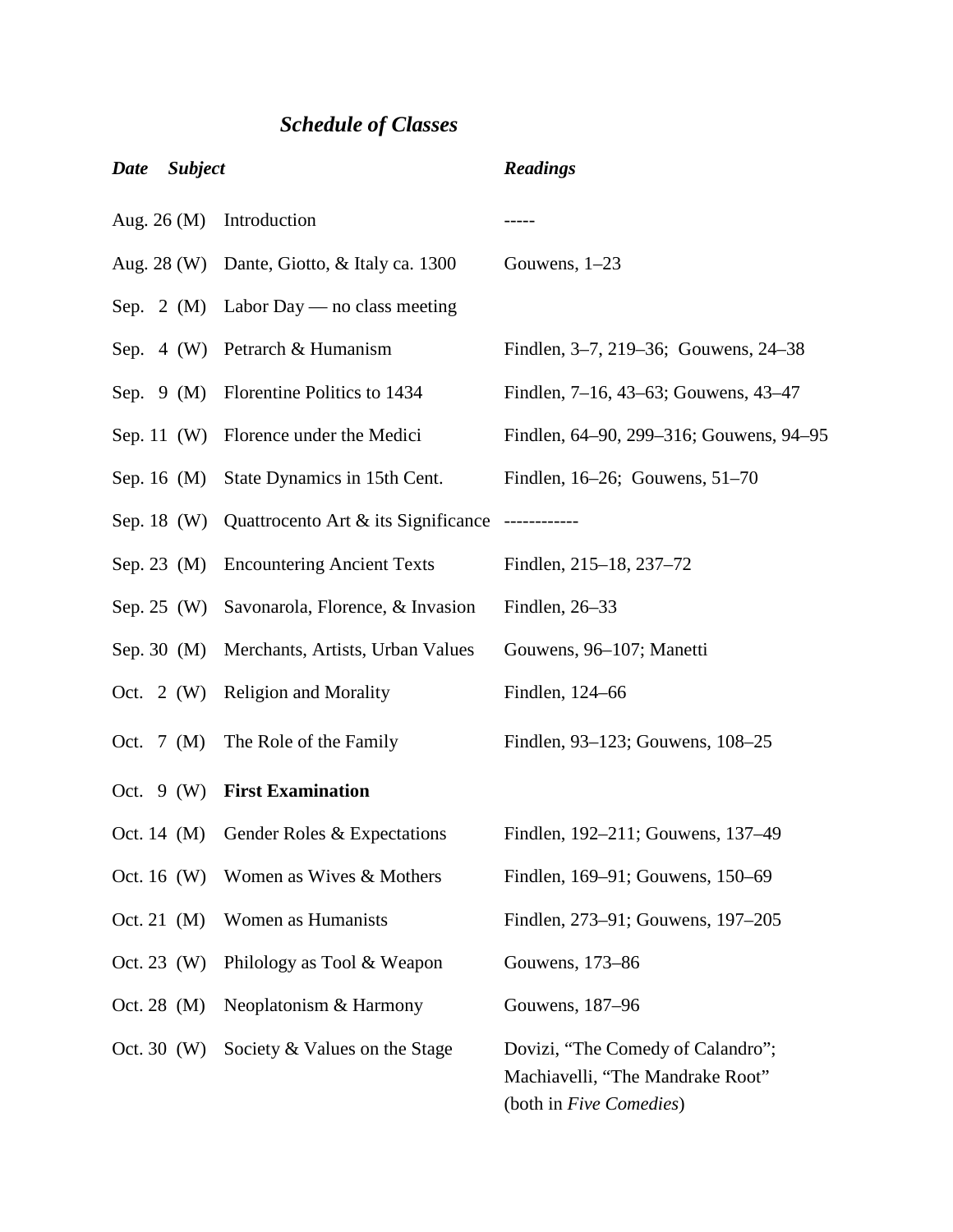## *Schedule of Classes*

| ***Date*** | ***Subject*** | ***Readings*** |
|---|---|---|
| Aug. 26 (M) | Introduction | ----- |
| Aug. 28 (W) | Dante, Giotto, & Italy ca. 1300 | Gouwens, 1–23 |
| Sep. 2 (M) | Labor Day — no class meeting | |
| Sep. 4 (W) | Petrarch & Humanism | Findlen, 3–7, 219–36; Gouwens, 24–38 |
| Sep. 9 (M) | Florentine Politics to 1434 | Findlen, 7–16, 43–63; Gouwens, 43–47 |
| Sep. 11 (W) | Florence under the Medici | Findlen, 64–90, 299–316; Gouwens, 94–95 |
| Sep. 16 (M) | State Dynamics in 15th Cent. | Findlen, 16–26; Gouwens, 51–70 |
| Sep. 18 (W) | Quattrocento Art & its Significance | ------------ |
| Sep. 23 (M) | Encountering Ancient Texts | Findlen, 215–18, 237–72 |
| Sep. 25 (W) | Savonarola, Florence, & Invasion | Findlen, 26–33 |
| Sep. 30 (M) | Merchants, Artists, Urban Values | Gouwens, 96–107; Manetti |
| Oct. 2 (W) | Religion and Morality | Findlen, 124–66 |
| Oct. 7 (M) | The Role of the Family | Findlen, 93–123; Gouwens, 108–25 |
| Oct. 9 (W) | **First Examination** | |
| Oct. 14 (M) | Gender Roles & Expectations | Findlen, 192–211; Gouwens, 137–49 |
| Oct. 16 (W) | Women as Wives & Mothers | Findlen, 169–91; Gouwens, 150–69 |
| Oct. 21 (M) | Women as Humanists | Findlen, 273–91; Gouwens, 197–205 |
| Oct. 23 (W) | Philology as Tool & Weapon | Gouwens, 173–86 |
| Oct. 28 (M) | Neoplatonism & Harmony | Gouwens, 187–96 |
| Oct. 30 (W) | Society & Values on the Stage | Dovizi, "The Comedy of Calandro"; Machiavelli, "The Mandrake Root" (both in *Five Comedies*) |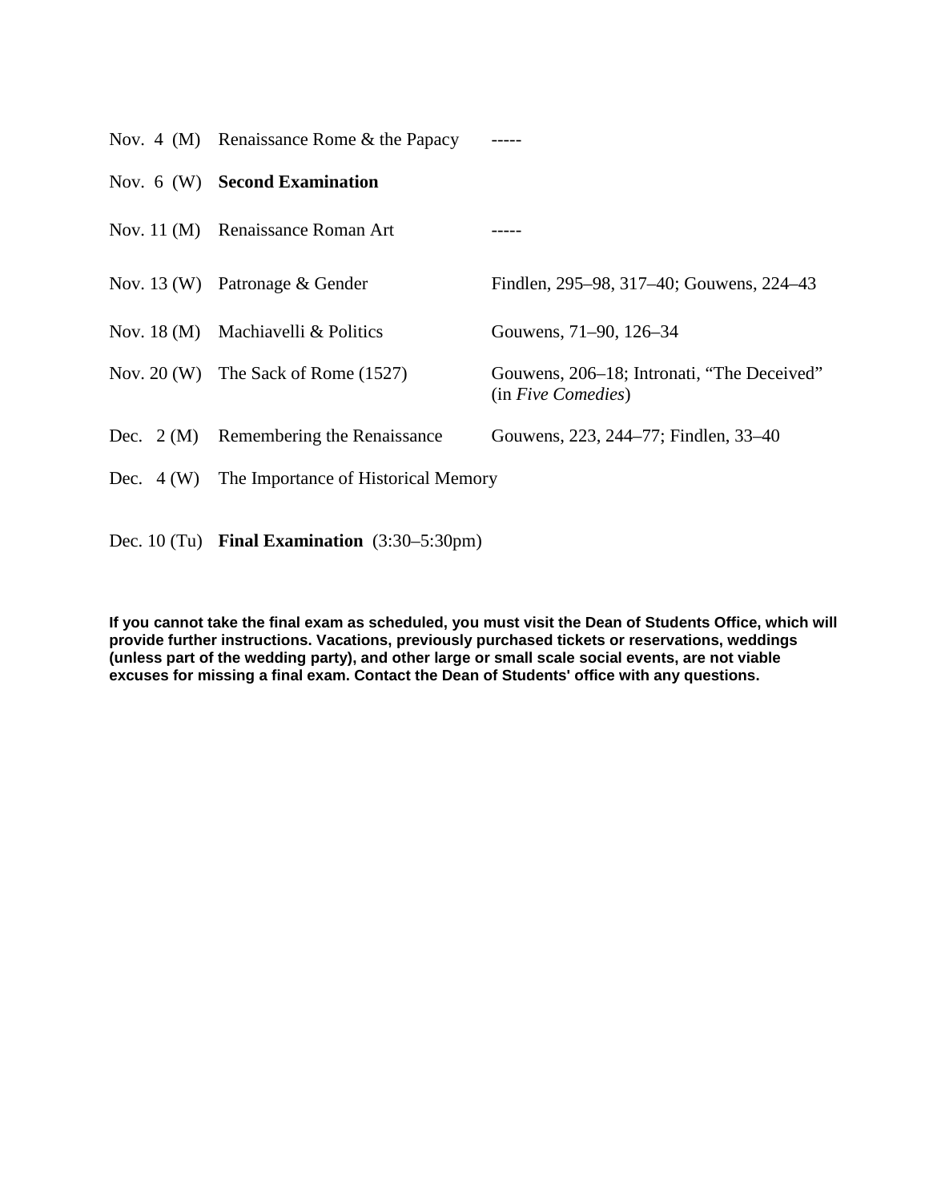| | | |
|---|---|---|
| Nov. 4 (M) | Renaissance Rome & the Papacy | ----- |
| Nov. 6 (W) | **Second Examination** | |
| Nov. 11 (M) | Renaissance Roman Art | ----- |
| Nov. 13 (W) | Patronage & Gender | Findlen, 295–98, 317–40; Gouwens, 224–43 |
| Nov. 18 (M) | Machiavelli & Politics | Gouwens, 71–90, 126–34 |
| Nov. 20 (W) | The Sack of Rome (1527) | Gouwens, 206–18; Intronati, "The Deceived" (in *Five Comedies*) |
| Dec. 2 (M) | Remembering the Renaissance | Gouwens, 223, 244–77; Findlen, 33–40 |
| Dec. 4 (W) | The Importance of Historical Memory | |
| Dec. 10 (Tu) | **Final Examination** (3:30–5:30pm) | |

**If you cannot take the final exam as scheduled, you must visit the Dean of Students Office, which will provide further instructions. Vacations, previously purchased tickets or reservations, weddings (unless part of the wedding party), and other large or small scale social events, are not viable excuses for missing a final exam. Contact the Dean of Students' office with any questions.**